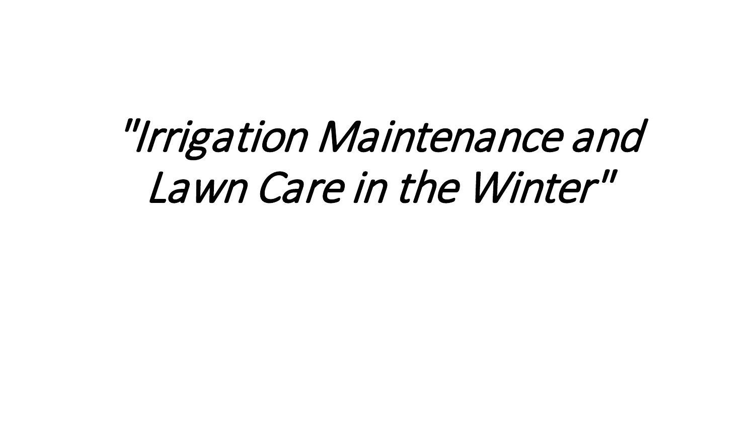# *"Irrigation Maintenance and Lawn Care in the Winter"*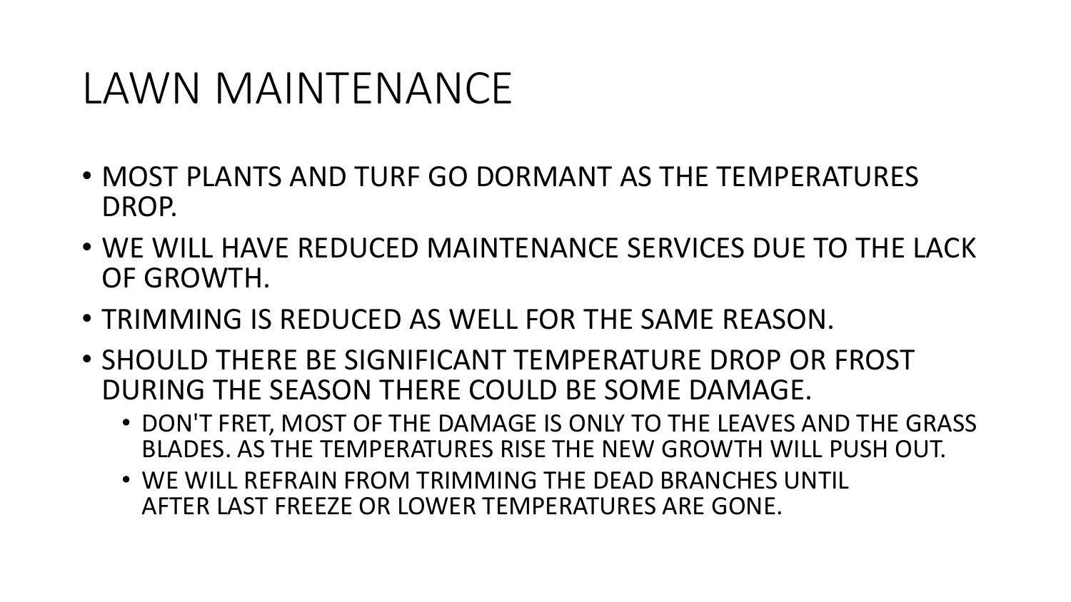# LAWN MAINTENANCE

- MOST PLANTS AND TURF GO DORMANT AS THE TEMPERATURES DROP.
- WE WILL HAVE REDUCED MAINTENANCE SERVICES DUE TO THE LACK OF GROWTH.
- TRIMMING IS REDUCED AS WELL FOR THE SAME REASON.
- SHOULD THERE BE SIGNIFICANT TEMPERATURE DROP OR FROST DURING THE SEASON THERE COULD BE SOME DAMAGE.
  - DON'T FRET, MOST OF THE DAMAGE IS ONLY TO THE LEAVES AND THE GRASS BLADES. AS THE TEMPERATURES RISE THE NEW GROWTH WILL PUSH OUT.
  - WE WILL REFRAIN FROM TRIMMING THE DEAD BRANCHES UNTIL AFTER LAST FREEZE OR LOWER TEMPERATURES ARE GONE.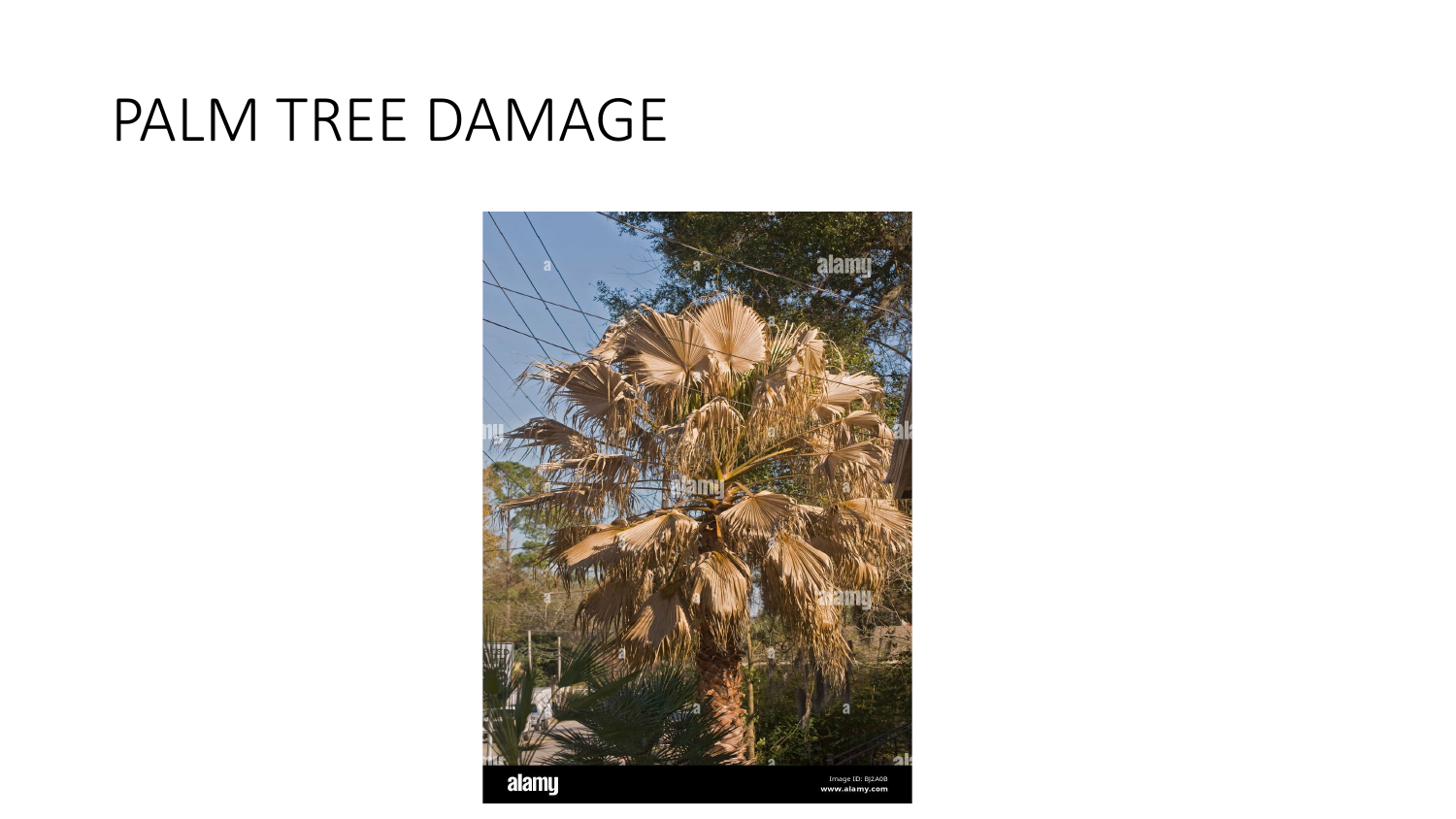# PALM TREE DAMAGE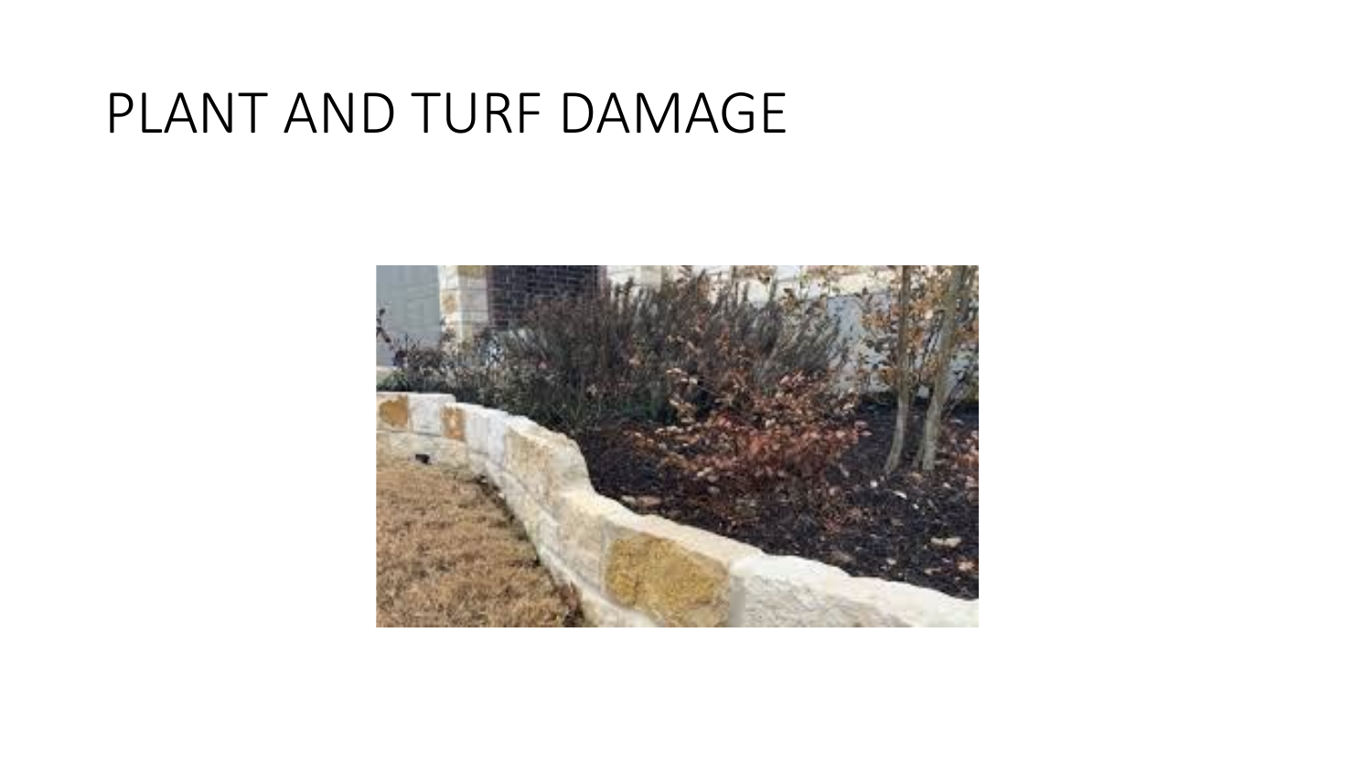# PLANT AND TURF DAMAGE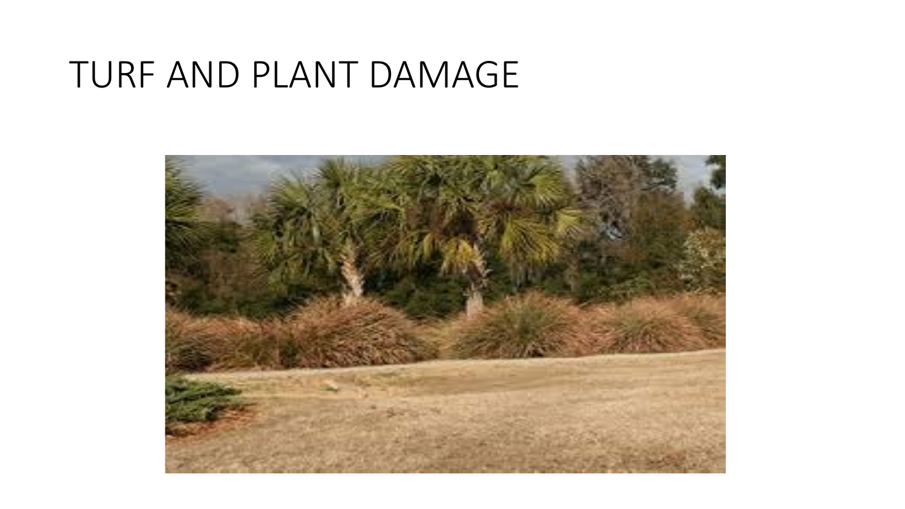# TURF AND PLANT DAMAGE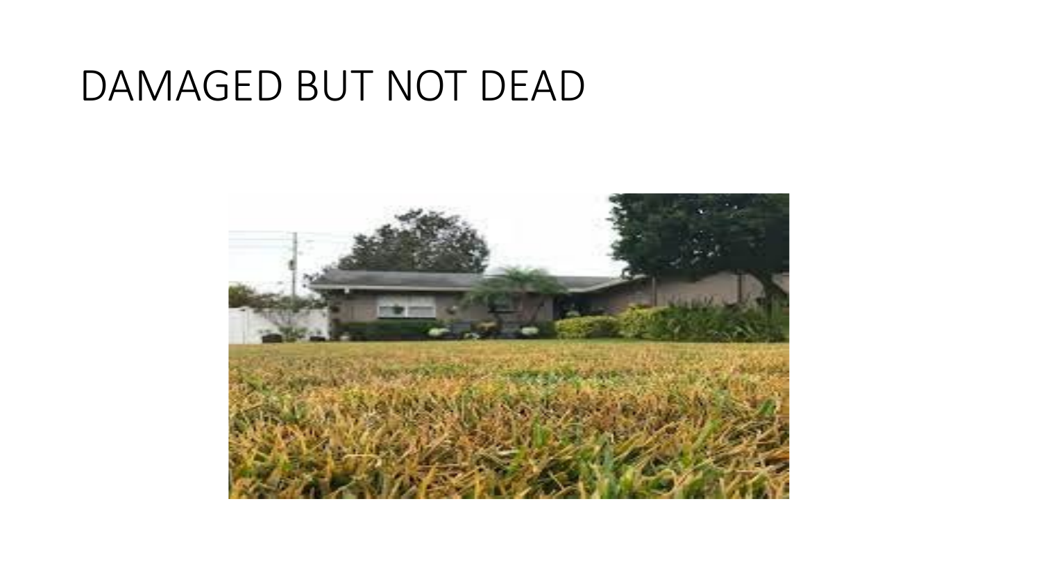# DAMAGED BUT NOT DEAD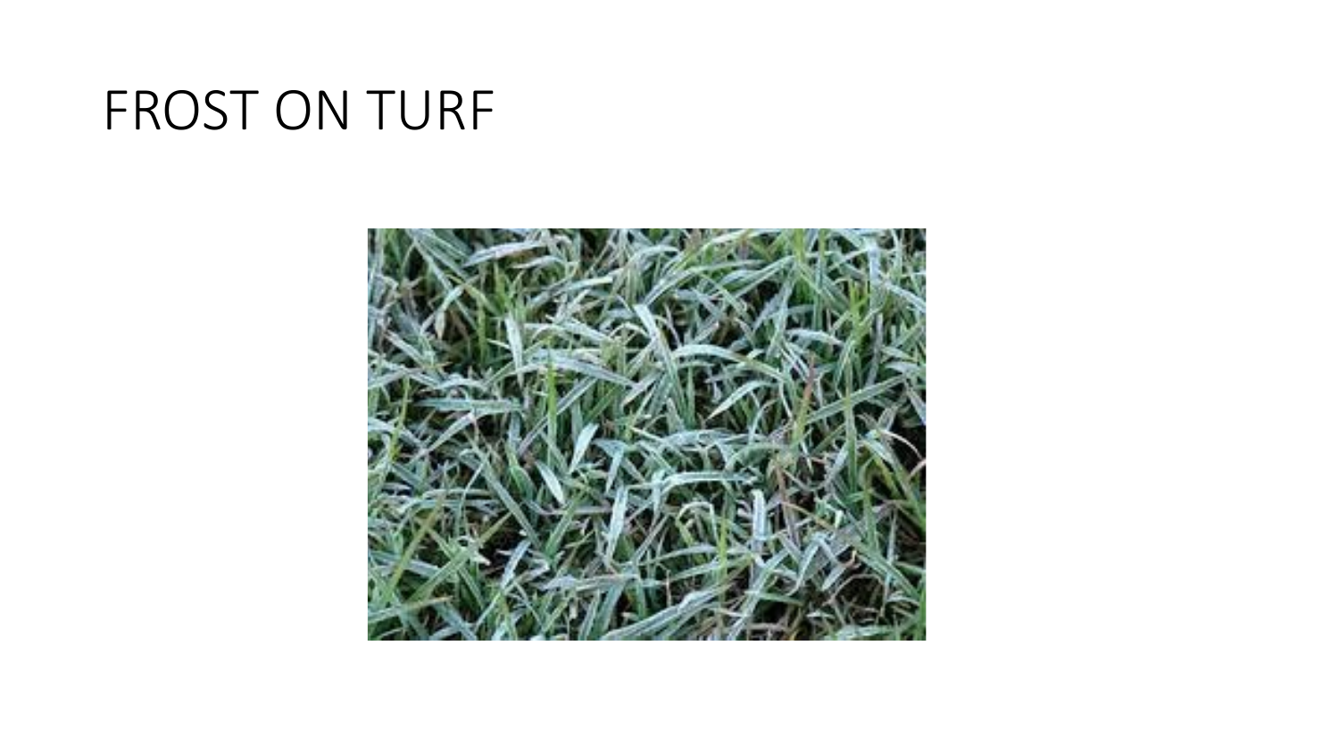# FROST ON TURF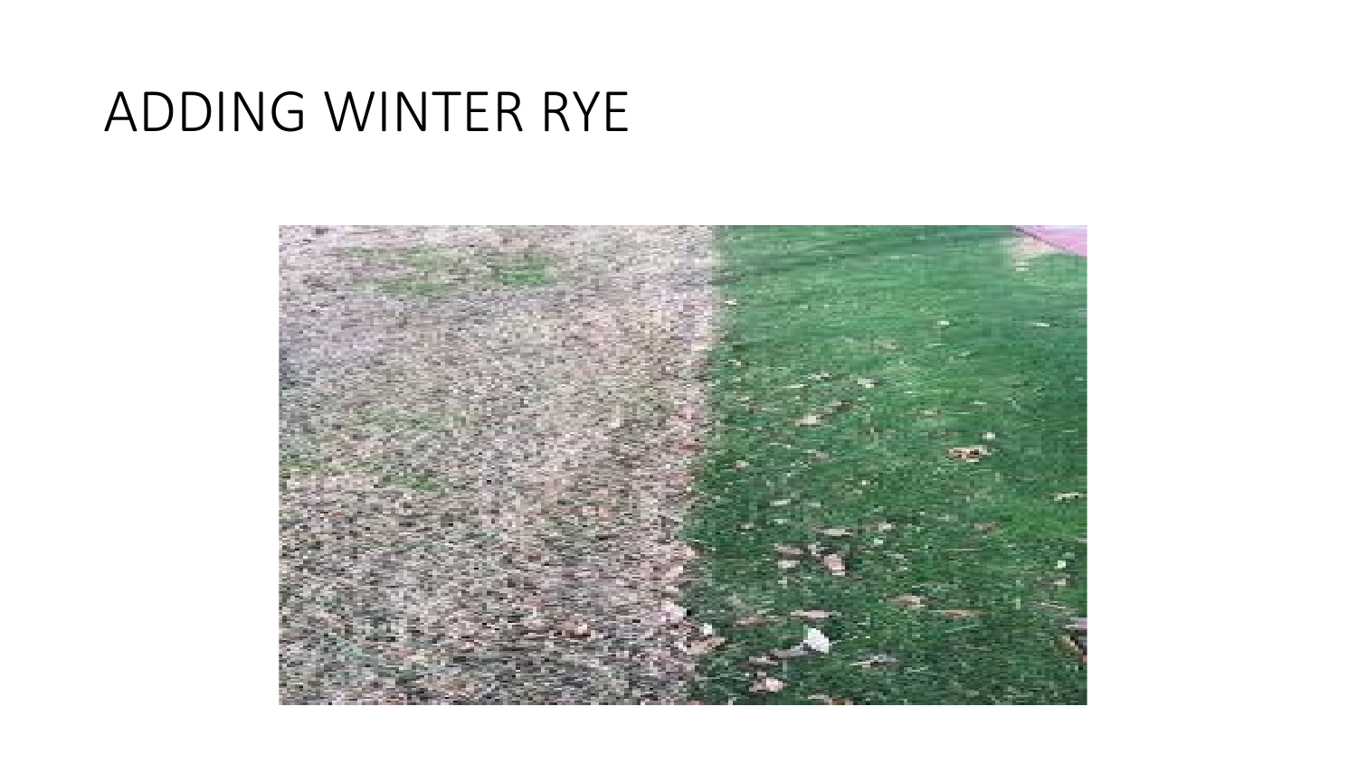# ADDING WINTER RYE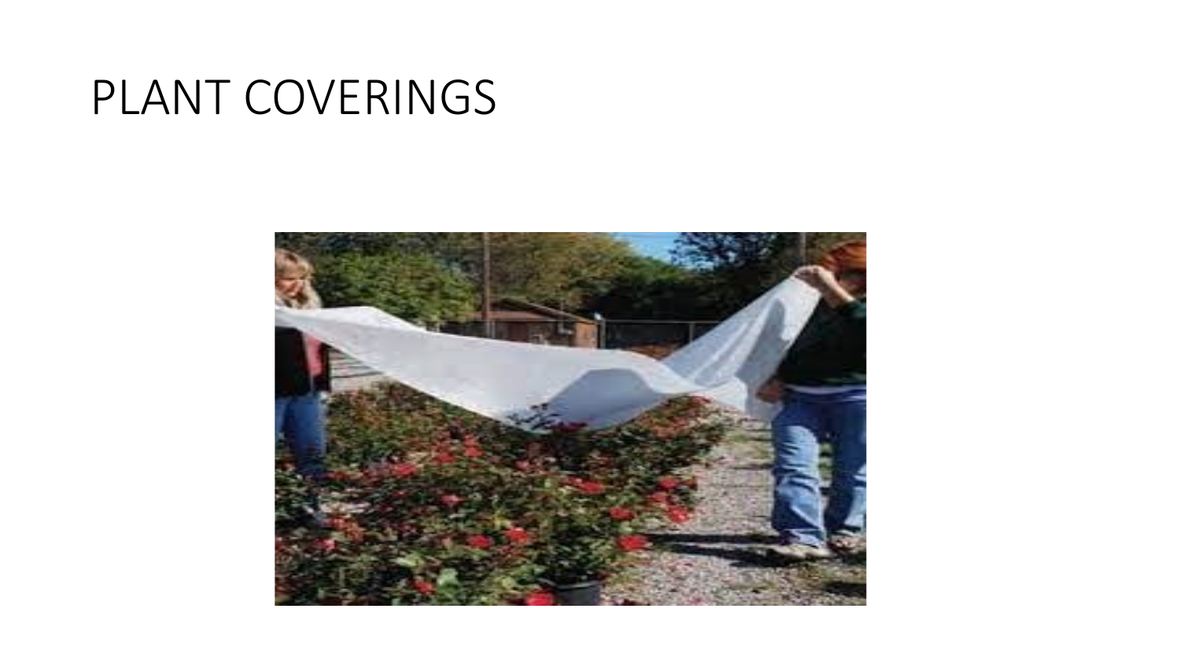# PLANT COVERINGS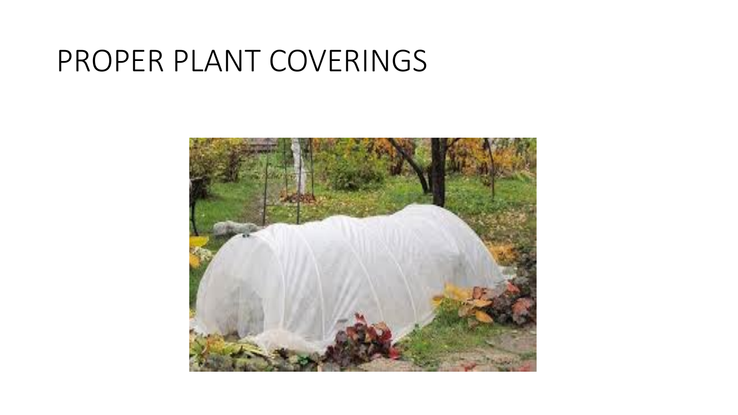# PROPER PLANT COVERINGS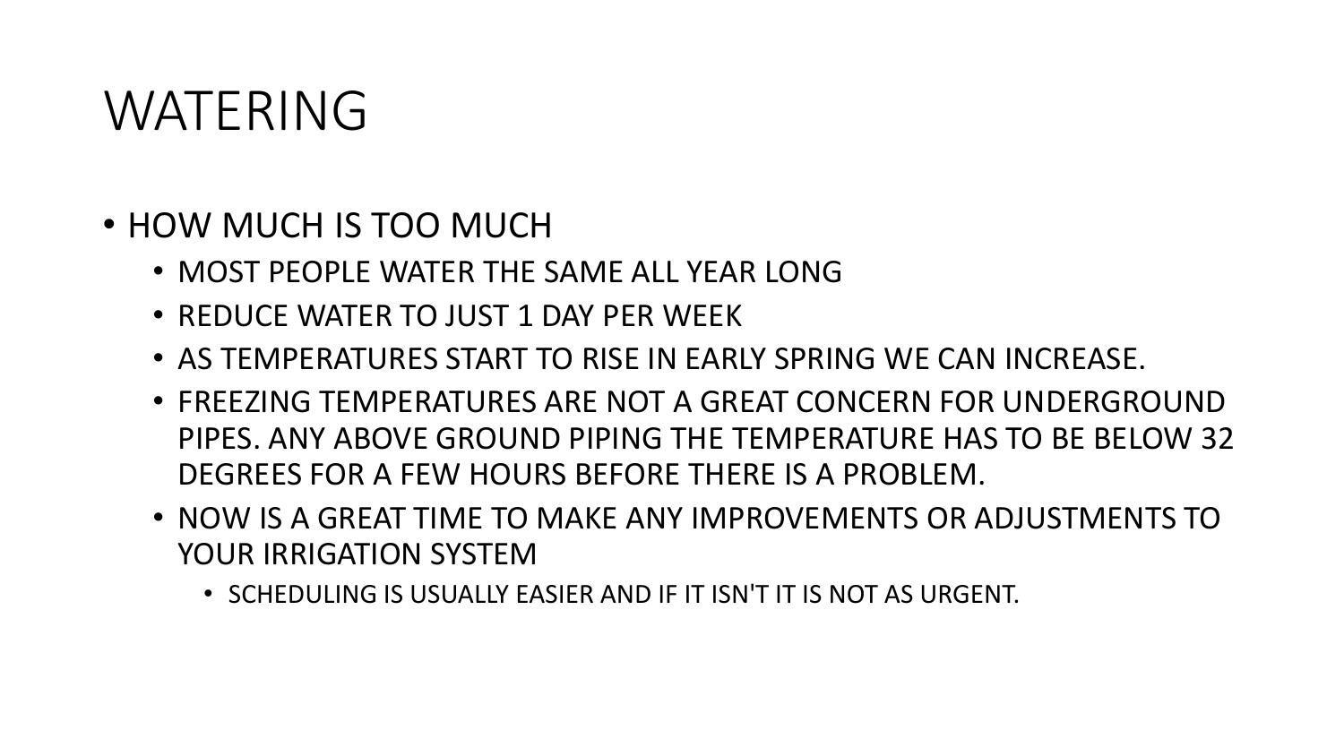# WATERING

- HOW MUCH IS TOO MUCH
  - MOST PEOPLE WATER THE SAME ALL YEAR LONG
  - REDUCE WATER TO JUST 1 DAY PER WEEK
  - AS TEMPERATURES START TO RISE IN EARLY SPRING WE CAN INCREASE.
  - FREEZING TEMPERATURES ARE NOT A GREAT CONCERN FOR UNDERGROUND PIPES. ANY ABOVE GROUND PIPING THE TEMPERATURE HAS TO BE BELOW 32 DEGREES FOR A FEW HOURS BEFORE THERE IS A PROBLEM.
  - NOW IS A GREAT TIME TO MAKE ANY IMPROVEMENTS OR ADJUSTMENTS TO YOUR IRRIGATION SYSTEM
    - SCHEDULING IS USUALLY EASIER AND IF IT ISN'T IT IS NOT AS URGENT.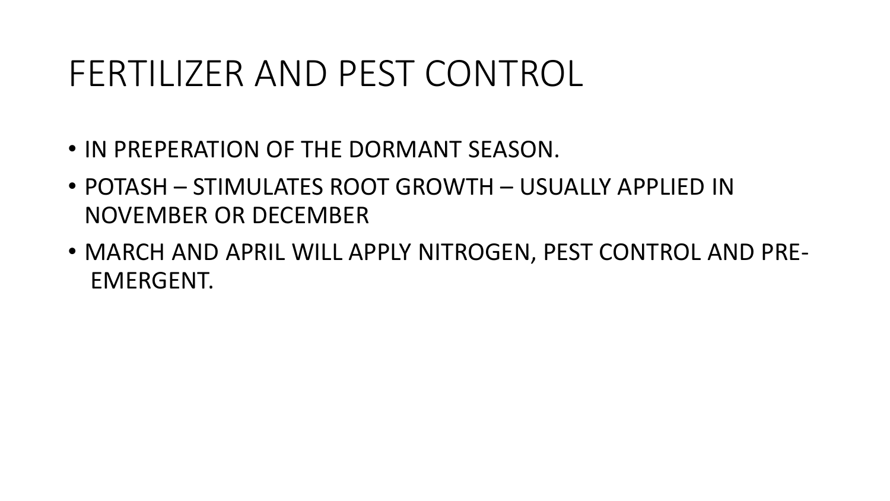# FERTILIZER AND PEST CONTROL

- IN PREPERATION OF THE DORMANT SEASON.
- POTASH – STIMULATES ROOT GROWTH – USUALLY APPLIED IN NOVEMBER OR DECEMBER
- MARCH AND APRIL WILL APPLY NITROGEN, PEST CONTROL AND PRE-EMERGENT.